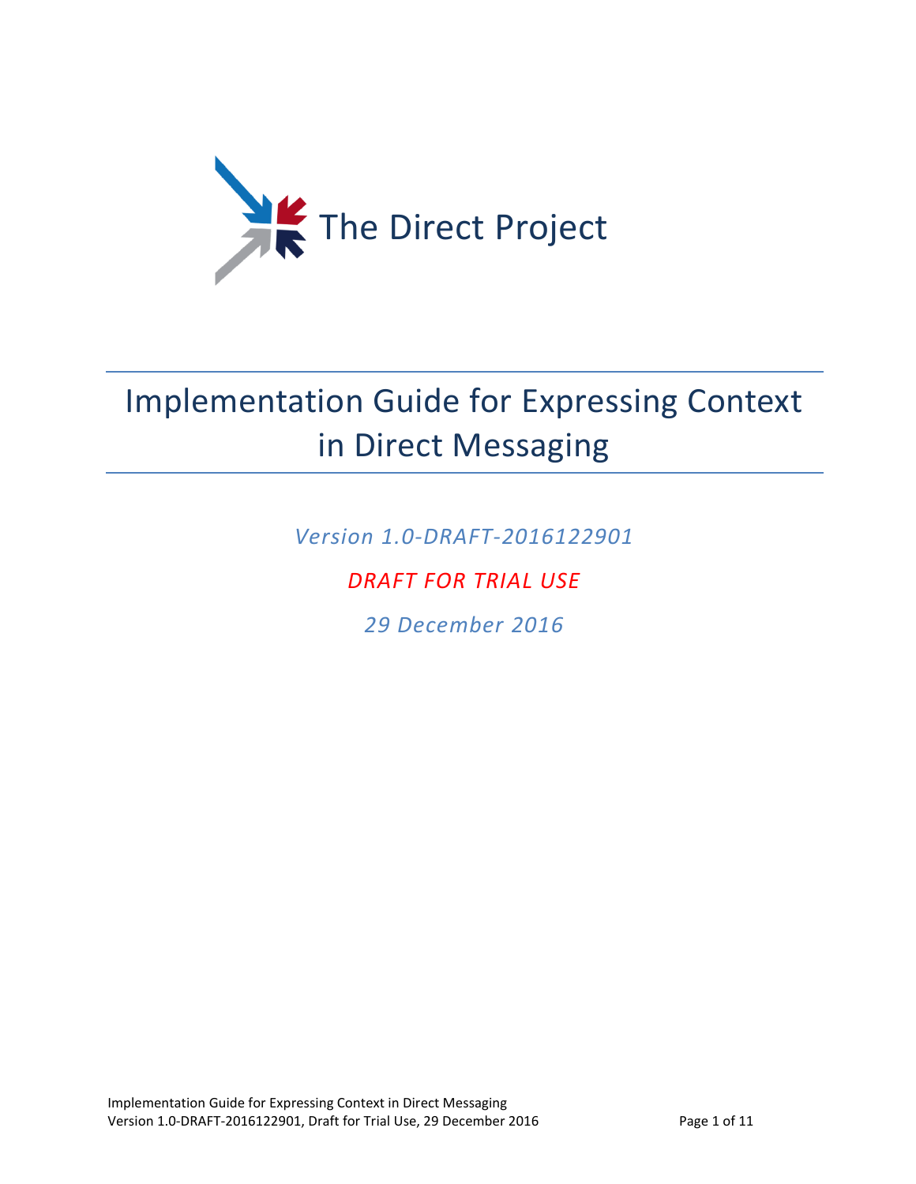The Direct Project

# Implementation Guide for Expressing Context in Direct Messaging

*Version 1.0-DRAFT-2016122901*

*DRAFT FOR TRIAL USE*

*29 December 2016*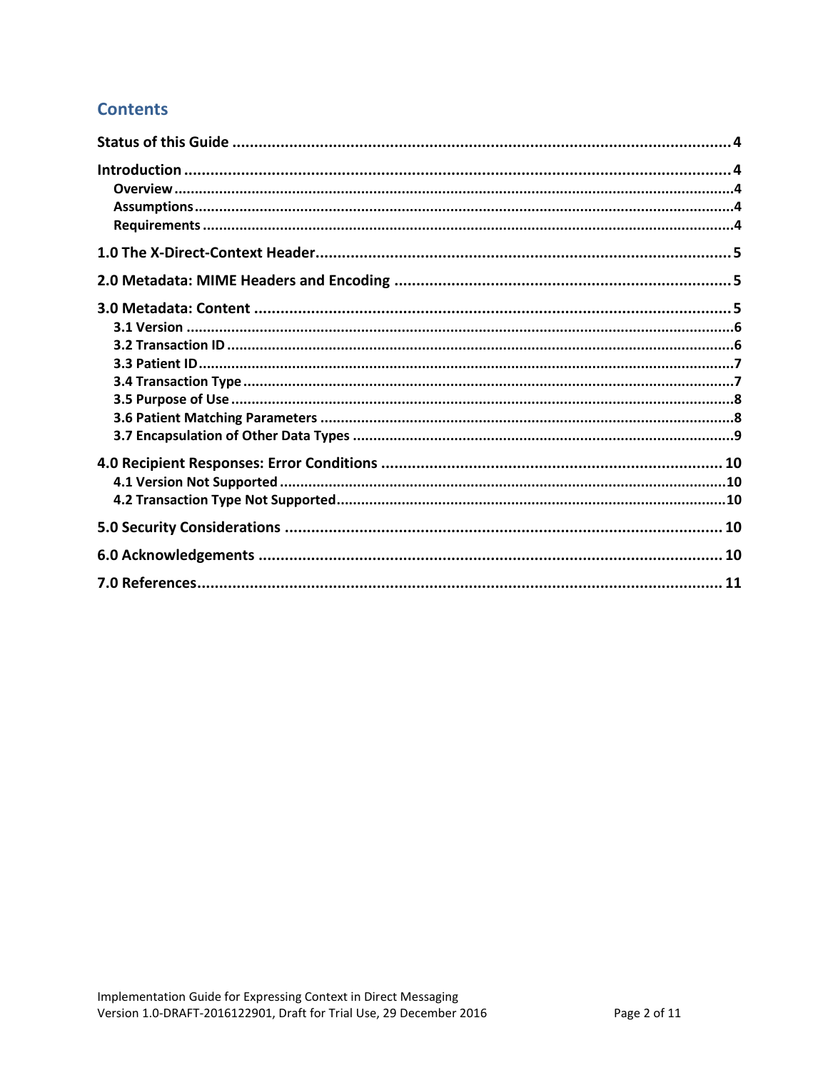## Contents

**Status of this Guide** ........................................................................................................ 4

**Introduction** ........................................................................................................................ 4

- **Overview** ......................................................................................................................... 4
- **Assumptions** .................................................................................................................... 4
- **Requirements** ................................................................................................................... 4

**1.0 The X-Direct-Context Header** ....................................................................................... 5

**2.0 Metadata: MIME Headers and Encoding** ..................................................................... 5

**3.0 Metadata: Content** ....................................................................................................... 5

- **3.1 Version** ......................................................................................................................... 6
- **3.2 Transaction ID** .............................................................................................................. 6
- **3.3 Patient ID** ..................................................................................................................... 7
- **3.4 Transaction Type** .......................................................................................................... 7
- **3.5 Purpose of Use** ............................................................................................................. 8
- **3.6 Patient Matching Parameters** ...................................................................................... 8
- **3.7 Encapsulation of Other Data Types** ............................................................................. 9

**4.0 Recipient Responses: Error Conditions** ..................................................................... 10

- **4.1 Version Not Supported** .............................................................................................. 10
- **4.2 Transaction Type Not Supported** ................................................................................ 10

**5.0 Security Considerations** ............................................................................................ 10

**6.0 Acknowledgements** .................................................................................................... 10

**7.0 References** ................................................................................................................. 11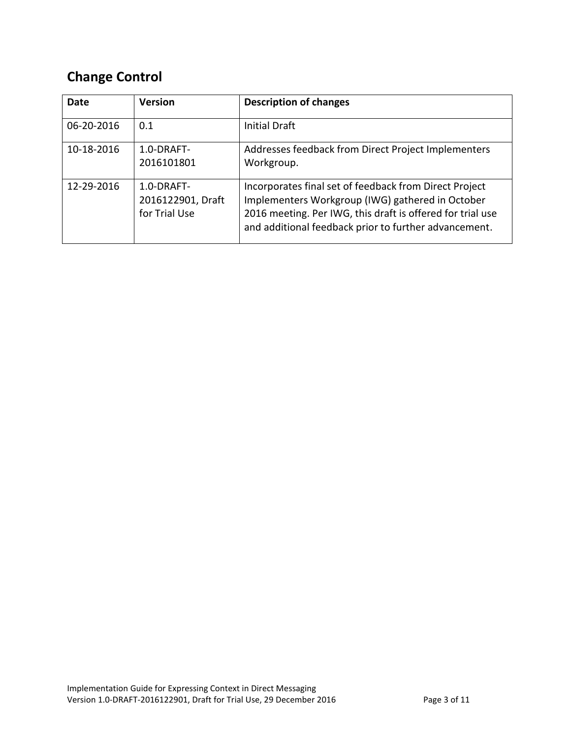## Change Control

| Date | Version | Description of changes |
| --- | --- | --- |
| 06-20-2016 | 0.1 | Initial Draft |
| 10-18-2016 | 1.0-DRAFT-2016101801 | Addresses feedback from Direct Project Implementers Workgroup. |
| 12-29-2016 | 1.0-DRAFT-2016122901, Draft for Trial Use | Incorporates final set of feedback from Direct Project Implementers Workgroup (IWG) gathered in October 2016 meeting. Per IWG, this draft is offered for trial use and additional feedback prior to further advancement. |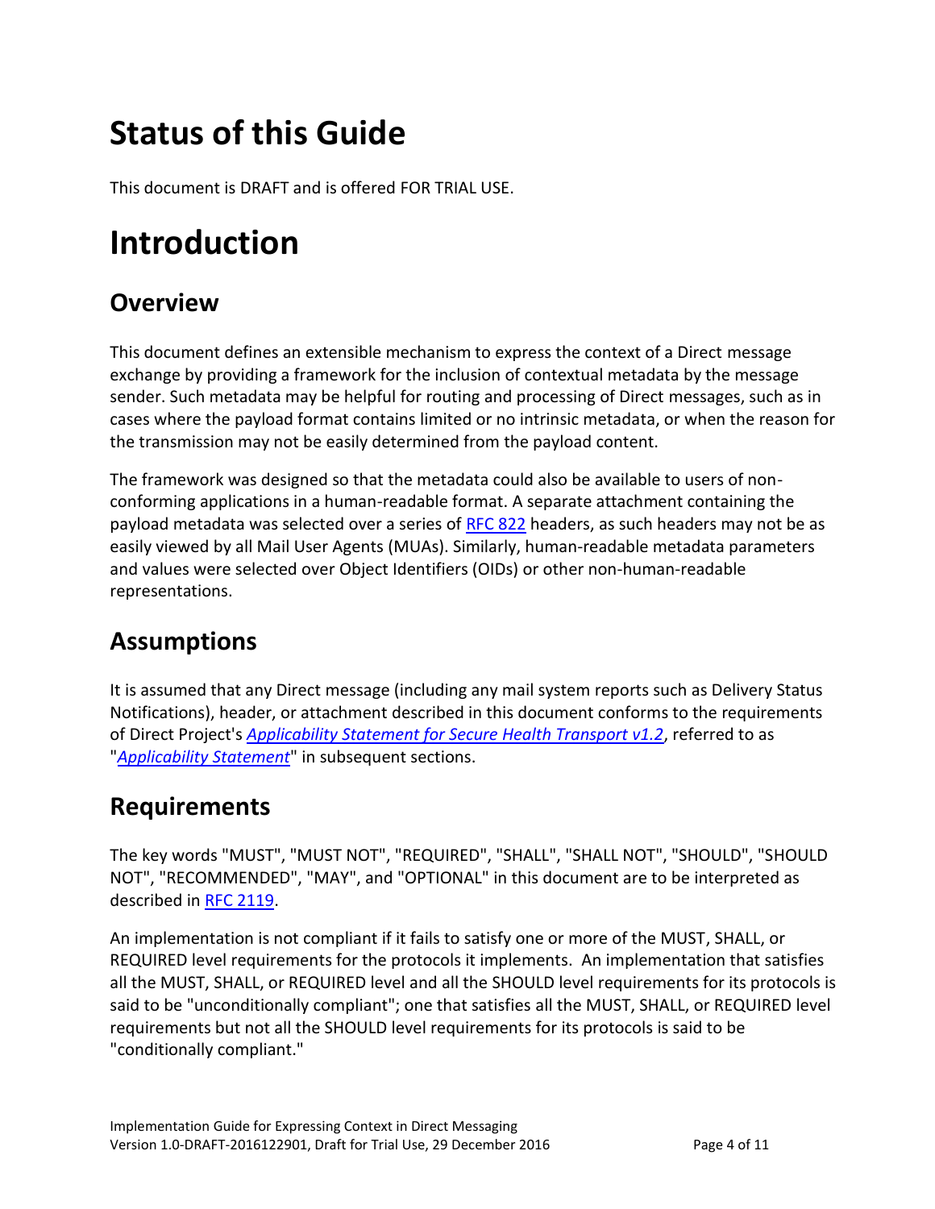# Status of this Guide

This document is DRAFT and is offered FOR TRIAL USE.

# Introduction

## Overview

This document defines an extensible mechanism to express the context of a Direct message exchange by providing a framework for the inclusion of contextual metadata by the message sender. Such metadata may be helpful for routing and processing of Direct messages, such as in cases where the payload format contains limited or no intrinsic metadata, or when the reason for the transmission may not be easily determined from the payload content.

The framework was designed so that the metadata could also be available to users of non-conforming applications in a human-readable format. A separate attachment containing the payload metadata was selected over a series of RFC 822 headers, as such headers may not be as easily viewed by all Mail User Agents (MUAs). Similarly, human-readable metadata parameters and values were selected over Object Identifiers (OIDs) or other non-human-readable representations.

## Assumptions

It is assumed that any Direct message (including any mail system reports such as Delivery Status Notifications), header, or attachment described in this document conforms to the requirements of Direct Project's *Applicability Statement for Secure Health Transport v1.2*, referred to as "*Applicability Statement*" in subsequent sections.

## Requirements

The key words "MUST", "MUST NOT", "REQUIRED", "SHALL", "SHALL NOT", "SHOULD", "SHOULD NOT", "RECOMMENDED", "MAY", and "OPTIONAL" in this document are to be interpreted as described in RFC 2119.

An implementation is not compliant if it fails to satisfy one or more of the MUST, SHALL, or REQUIRED level requirements for the protocols it implements. An implementation that satisfies all the MUST, SHALL, or REQUIRED level and all the SHOULD level requirements for its protocols is said to be "unconditionally compliant"; one that satisfies all the MUST, SHALL, or REQUIRED level requirements but not all the SHOULD level requirements for its protocols is said to be "conditionally compliant."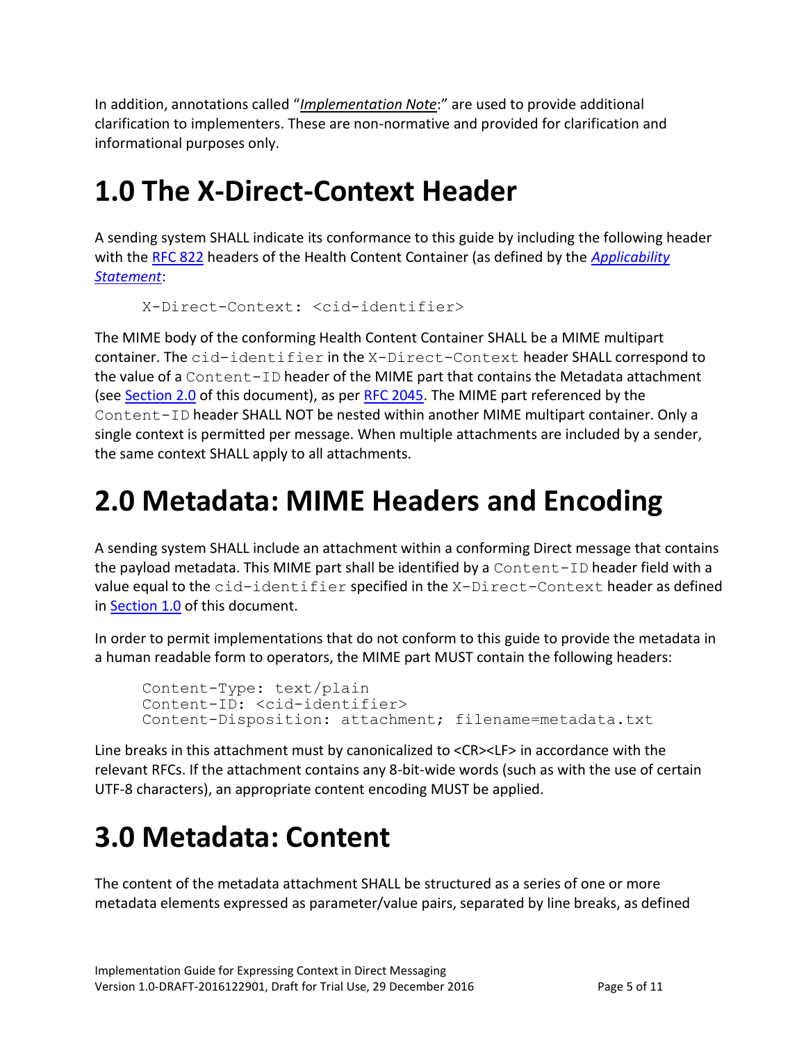In addition, annotations called "*Implementation Note*:" are used to provide additional clarification to implementers. These are non-normative and provided for clarification and informational purposes only.

# 1.0 The X-Direct-Context Header

A sending system SHALL indicate its conformance to this guide by including the following header with the RFC 822 headers of the Health Content Container (as defined by the *Applicability Statement*:

```
X-Direct-Context: <cid-identifier>
```

The MIME body of the conforming Health Content Container SHALL be a MIME multipart container. The `cid-identifier` in the `X-Direct-Context` header SHALL correspond to the value of a `Content-ID` header of the MIME part that contains the Metadata attachment (see Section 2.0 of this document), as per RFC 2045. The MIME part referenced by the `Content-ID` header SHALL NOT be nested within another MIME multipart container. Only a single context is permitted per message. When multiple attachments are included by a sender, the same context SHALL apply to all attachments.

# 2.0 Metadata: MIME Headers and Encoding

A sending system SHALL include an attachment within a conforming Direct message that contains the payload metadata. This MIME part shall be identified by a `Content-ID` header field with a value equal to the `cid-identifier` specified in the `X-Direct-Context` header as defined in Section 1.0 of this document.

In order to permit implementations that do not conform to this guide to provide the metadata in a human readable form to operators, the MIME part MUST contain the following headers:

```
Content-Type: text/plain
Content-ID: <cid-identifier>
Content-Disposition: attachment; filename=metadata.txt
```

Line breaks in this attachment must by canonicalized to <CR><LF> in accordance with the relevant RFCs. If the attachment contains any 8-bit-wide words (such as with the use of certain UTF-8 characters), an appropriate content encoding MUST be applied.

# 3.0 Metadata: Content

The content of the metadata attachment SHALL be structured as a series of one or more metadata elements expressed as parameter/value pairs, separated by line breaks, as defined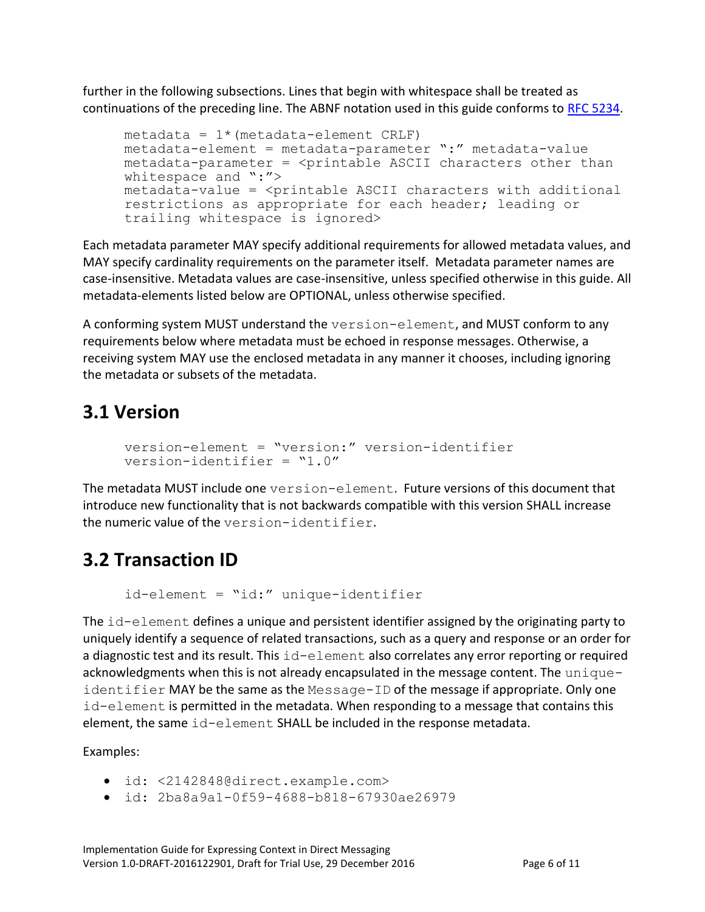further in the following subsections. Lines that begin with whitespace shall be treated as continuations of the preceding line. The ABNF notation used in this guide conforms to [RFC 5234](#).

```
metadata = 1*(metadata-element CRLF)
metadata-element = metadata-parameter ":" metadata-value
metadata-parameter = <printable ASCII characters other than
whitespace and ":">
metadata-value = <printable ASCII characters with additional
restrictions as appropriate for each header; leading or
trailing whitespace is ignored>
```

Each metadata parameter MAY specify additional requirements for allowed metadata values, and MAY specify cardinality requirements on the parameter itself. Metadata parameter names are case-insensitive. Metadata values are case-insensitive, unless specified otherwise in this guide. All metadata-elements listed below are OPTIONAL, unless otherwise specified.

A conforming system MUST understand the `version-element`, and MUST conform to any requirements below where metadata must be echoed in response messages. Otherwise, a receiving system MAY use the enclosed metadata in any manner it chooses, including ignoring the metadata or subsets of the metadata.

## 3.1 Version

```
version-element = "version:" version-identifier
version-identifier = "1.0"
```

The metadata MUST include one `version-element`. Future versions of this document that introduce new functionality that is not backwards compatible with this version SHALL increase the numeric value of the `version-identifier`.

## 3.2 Transaction ID

```
id-element = "id:" unique-identifier
```

The `id-element` defines a unique and persistent identifier assigned by the originating party to uniquely identify a sequence of related transactions, such as a query and response or an order for a diagnostic test and its result. This `id-element` also correlates any error reporting or required acknowledgments when this is not already encapsulated in the message content. The `unique-identifier` MAY be the same as the `Message-ID` of the message if appropriate. Only one `id-element` is permitted in the metadata. When responding to a message that contains this element, the same `id-element` SHALL be included in the response metadata.

Examples:

- `id: <2142848@direct.example.com>`
- `id: 2ba8a9a1-0f59-4688-b818-67930ae26979`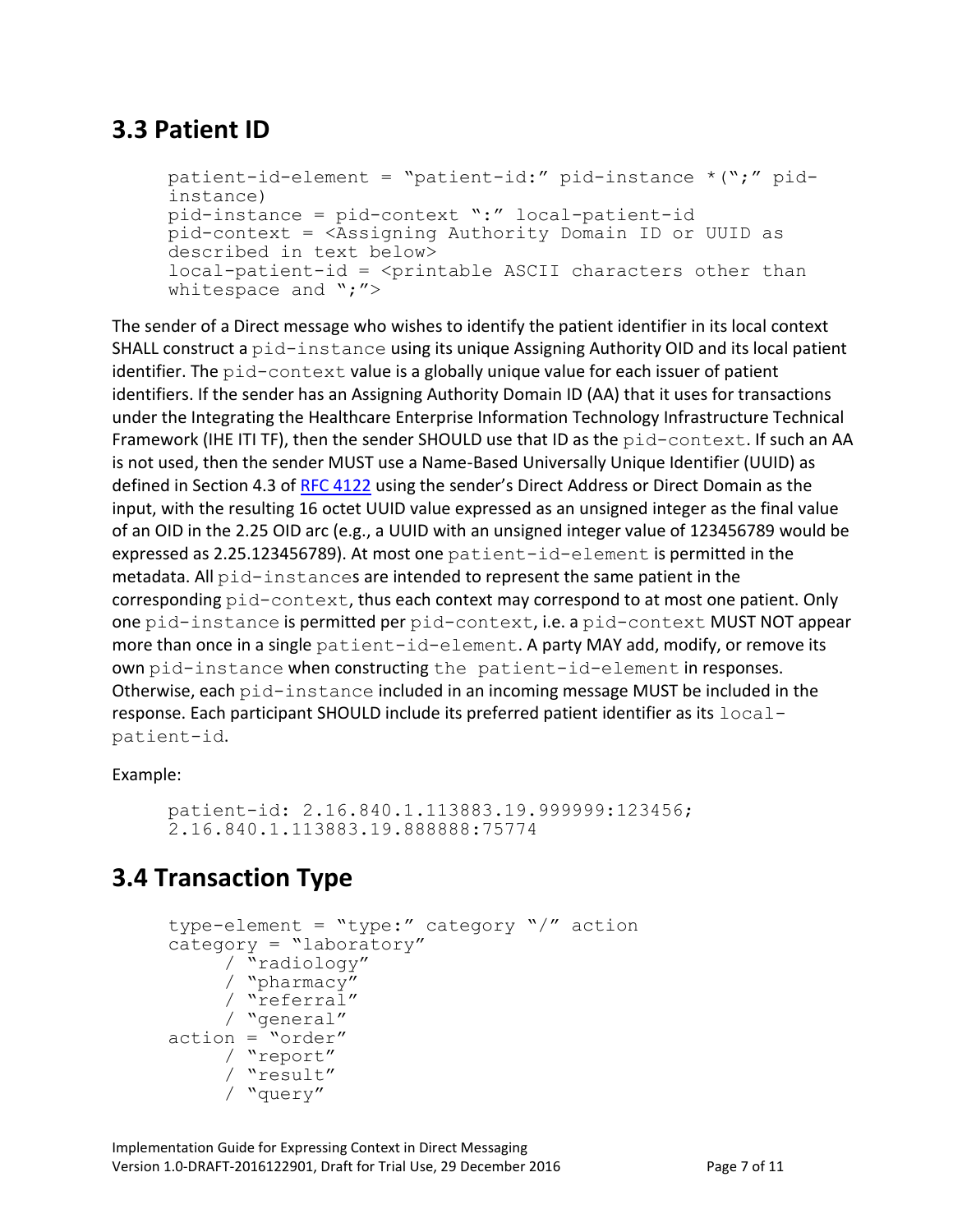## 3.3 Patient ID

```
patient-id-element = "patient-id:" pid-instance *(";" pid-
instance)
pid-instance = pid-context ":" local-patient-id
pid-context = <Assigning Authority Domain ID or UUID as
described in text below>
local-patient-id = <printable ASCII characters other than
whitespace and ";">
```

The sender of a Direct message who wishes to identify the patient identifier in its local context SHALL construct a `pid-instance` using its unique Assigning Authority OID and its local patient identifier. The `pid-context` value is a globally unique value for each issuer of patient identifiers. If the sender has an Assigning Authority Domain ID (AA) that it uses for transactions under the Integrating the Healthcare Enterprise Information Technology Infrastructure Technical Framework (IHE ITI TF), then the sender SHOULD use that ID as the `pid-context`. If such an AA is not used, then the sender MUST use a Name-Based Universally Unique Identifier (UUID) as defined in Section 4.3 of [RFC 4122](https://tools.ietf.org/html/rfc4122) using the sender's Direct Address or Direct Domain as the input, with the resulting 16 octet UUID value expressed as an unsigned integer as the final value of an OID in the 2.25 OID arc (e.g., a UUID with an unsigned integer value of 123456789 would be expressed as 2.25.123456789). At most one `patient-id-element` is permitted in the metadata. All `pid-instance`s are intended to represent the same patient in the corresponding `pid-context`, thus each context may correspond to at most one patient. Only one `pid-instance` is permitted per `pid-context`, i.e. a `pid-context` MUST NOT appear more than once in a single `patient-id-element`. A party MAY add, modify, or remove its own `pid-instance` when constructing `the patient-id-element` in responses. Otherwise, each `pid-instance` included in an incoming message MUST be included in the response. Each participant SHOULD include its preferred patient identifier as its `local-patient-id`.

Example:

```
patient-id: 2.16.840.1.113883.19.999999:123456;
2.16.840.1.113883.19.888888:75774
```

## 3.4 Transaction Type

```
type-element = "type:" category "/" action
category = "laboratory"
     / "radiology"
     / "pharmacy"
     / "referral"
     / "general"
action = "order"
     / "report"
     / "result"
     / "query"
```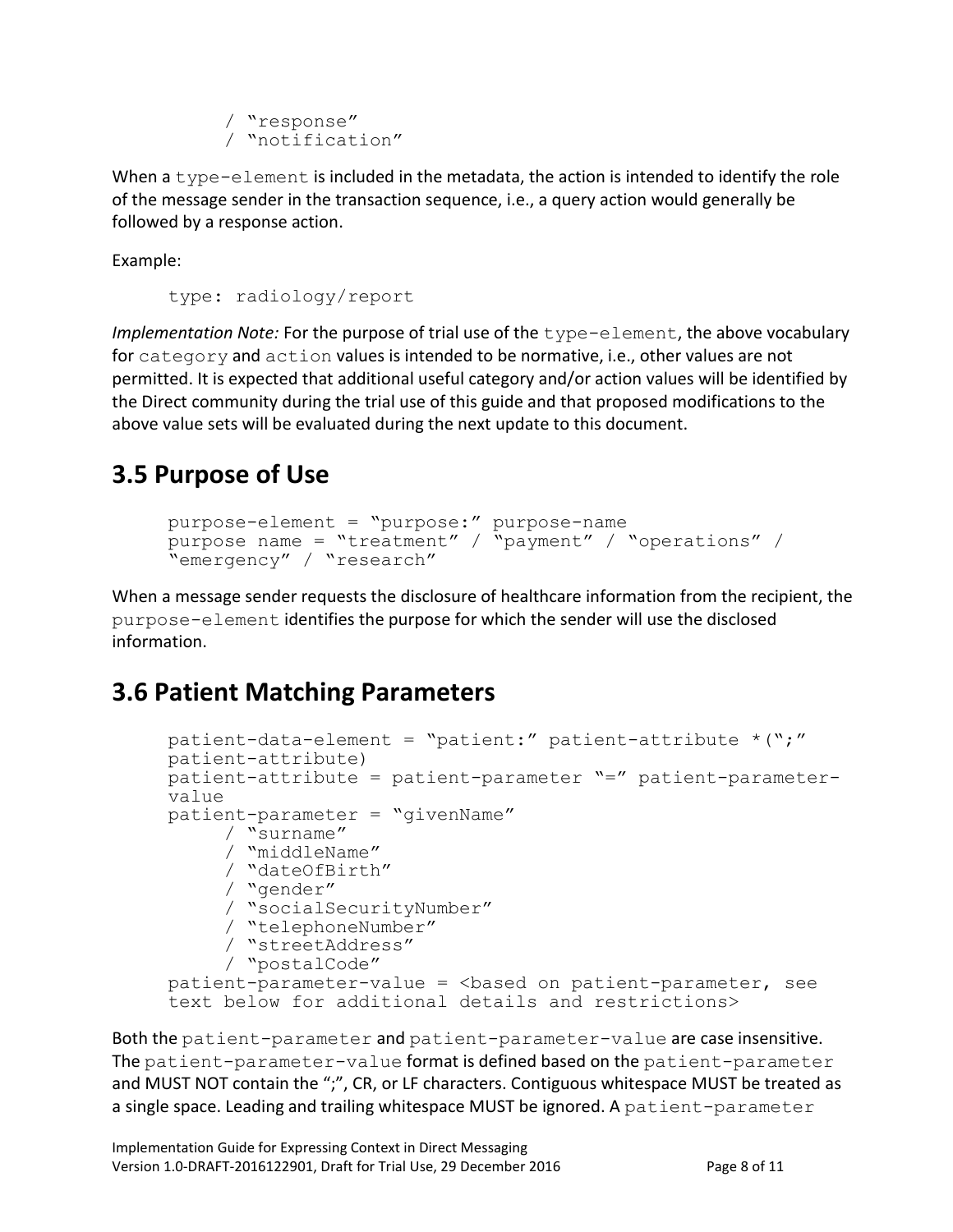```
      / "response"
      / "notification"
```

When a `type-element` is included in the metadata, the action is intended to identify the role of the message sender in the transaction sequence, i.e., a query action would generally be followed by a response action.

Example:

```
type: radiology/report
```

*Implementation Note:* For the purpose of trial use of the `type-element`, the above vocabulary for `category` and `action` values is intended to be normative, i.e., other values are not permitted. It is expected that additional useful category and/or action values will be identified by the Direct community during the trial use of this guide and that proposed modifications to the above value sets will be evaluated during the next update to this document.

## 3.5 Purpose of Use

```
purpose-element = "purpose:" purpose-name
purpose name = "treatment" / "payment" / "operations" /
"emergency" / "research"
```

When a message sender requests the disclosure of healthcare information from the recipient, the `purpose-element` identifies the purpose for which the sender will use the disclosed information.

## 3.6 Patient Matching Parameters

```
patient-data-element = "patient:" patient-attribute *(";"
patient-attribute)
patient-attribute = patient-parameter "=" patient-parameter-
value
patient-parameter = "givenName"
     / "surname"
     / "middleName"
     / "dateOfBirth"
     / "gender"
     / "socialSecurityNumber"
     / "telephoneNumber"
     / "streetAddress"
     / "postalCode"
patient-parameter-value = <based on patient-parameter, see
text below for additional details and restrictions>
```

Both the `patient-parameter` and `patient-parameter-value` are case insensitive. The `patient-parameter-value` format is defined based on the `patient-parameter` and MUST NOT contain the ";", CR, or LF characters. Contiguous whitespace MUST be treated as a single space. Leading and trailing whitespace MUST be ignored. A `patient-parameter`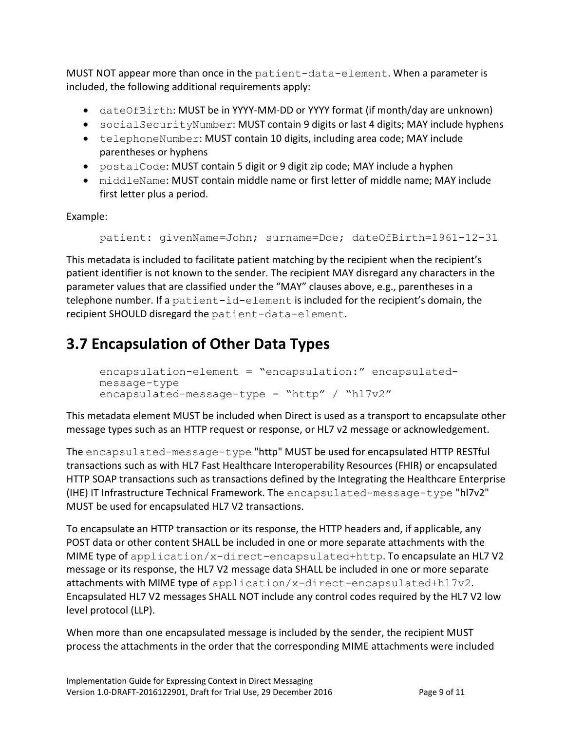MUST NOT appear more than once in the `patient-data-element`. When a parameter is included, the following additional requirements apply:

- `dateOfBirth`: MUST be in YYYY-MM-DD or YYYY format (if month/day are unknown)
- `socialSecurityNumber`: MUST contain 9 digits or last 4 digits; MAY include hyphens
- `telephoneNumber`: MUST contain 10 digits, including area code; MAY include parentheses or hyphens
- `postalCode`: MUST contain 5 digit or 9 digit zip code; MAY include a hyphen
- `middleName`: MUST contain middle name or first letter of middle name; MAY include first letter plus a period.

Example:

```
patient: givenName=John; surname=Doe; dateOfBirth=1961-12-31
```

This metadata is included to facilitate patient matching by the recipient when the recipient's patient identifier is not known to the sender. The recipient MAY disregard any characters in the parameter values that are classified under the "MAY" clauses above, e.g., parentheses in a telephone number. If a `patient-id-element` is included for the recipient's domain, the recipient SHOULD disregard the `patient-data-element`.

## 3.7 Encapsulation of Other Data Types

```
encapsulation-element = "encapsulation:" encapsulated-
message-type
encapsulated-message-type = "http" / "hl7v2"
```

This metadata element MUST be included when Direct is used as a transport to encapsulate other message types such as an HTTP request or response, or HL7 v2 message or acknowledgement.

The `encapsulated-message-type` "http" MUST be used for encapsulated HTTP RESTful transactions such as with HL7 Fast Healthcare Interoperability Resources (FHIR) or encapsulated HTTP SOAP transactions such as transactions defined by the Integrating the Healthcare Enterprise (IHE) IT Infrastructure Technical Framework. The `encapsulated-message-type` "hl7v2" MUST be used for encapsulated HL7 V2 transactions.

To encapsulate an HTTP transaction or its response, the HTTP headers and, if applicable, any POST data or other content SHALL be included in one or more separate attachments with the MIME type of `application/x-direct-encapsulated+http`. To encapsulate an HL7 V2 message or its response, the HL7 V2 message data SHALL be included in one or more separate attachments with MIME type of `application/x-direct-encapsulated+hl7v2`. Encapsulated HL7 V2 messages SHALL NOT include any control codes required by the HL7 V2 low level protocol (LLP).

When more than one encapsulated message is included by the sender, the recipient MUST process the attachments in the order that the corresponding MIME attachments were included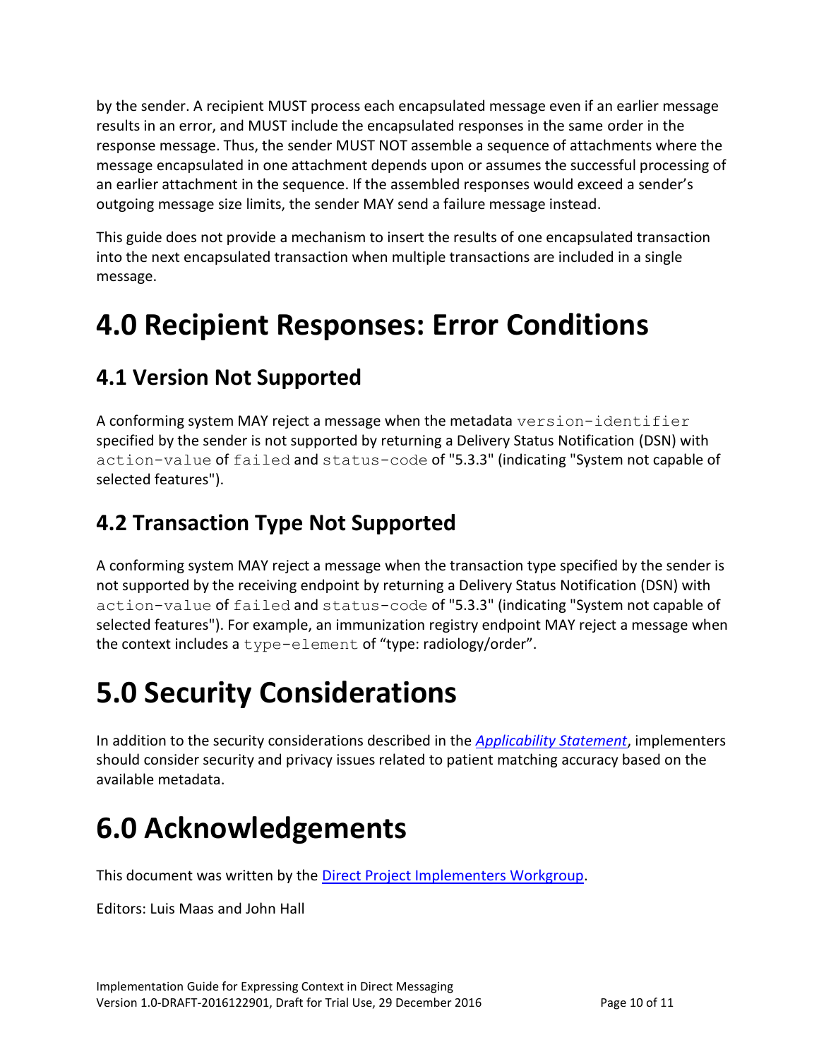by the sender. A recipient MUST process each encapsulated message even if an earlier message results in an error, and MUST include the encapsulated responses in the same order in the response message. Thus, the sender MUST NOT assemble a sequence of attachments where the message encapsulated in one attachment depends upon or assumes the successful processing of an earlier attachment in the sequence. If the assembled responses would exceed a sender's outgoing message size limits, the sender MAY send a failure message instead.

This guide does not provide a mechanism to insert the results of one encapsulated transaction into the next encapsulated transaction when multiple transactions are included in a single message.

# 4.0 Recipient Responses: Error Conditions

## 4.1 Version Not Supported

A conforming system MAY reject a message when the metadata `version-identifier` specified by the sender is not supported by returning a Delivery Status Notification (DSN) with `action-value` of `failed` and `status-code` of "5.3.3" (indicating "System not capable of selected features").

## 4.2 Transaction Type Not Supported

A conforming system MAY reject a message when the transaction type specified by the sender is not supported by the receiving endpoint by returning a Delivery Status Notification (DSN) with `action-value` of `failed` and `status-code` of "5.3.3" (indicating "System not capable of selected features"). For example, an immunization registry endpoint MAY reject a message when the context includes a `type-element` of "type: radiology/order".

# 5.0 Security Considerations

In addition to the security considerations described in the *Applicability Statement*, implementers should consider security and privacy issues related to patient matching accuracy based on the available metadata.

# 6.0 Acknowledgements

This document was written by the Direct Project Implementers Workgroup.

Editors: Luis Maas and John Hall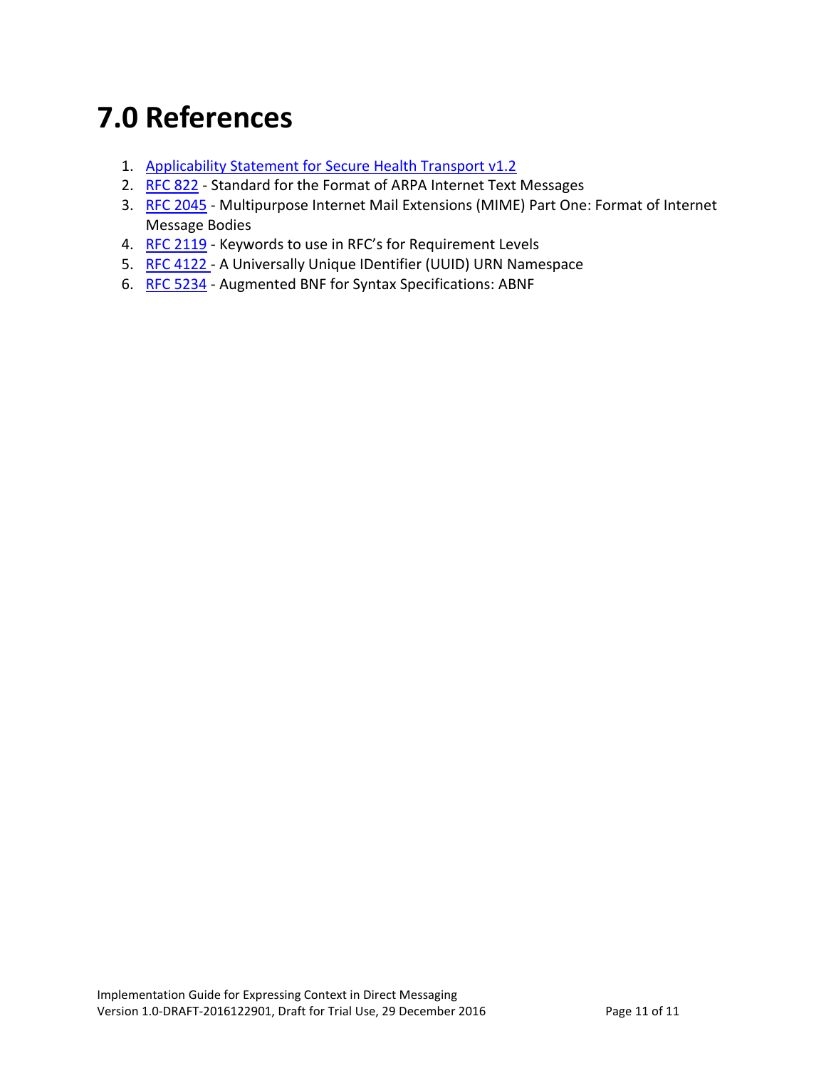# 7.0 References

1. Applicability Statement for Secure Health Transport v1.2
2. RFC 822 - Standard for the Format of ARPA Internet Text Messages
3. RFC 2045 - Multipurpose Internet Mail Extensions (MIME) Part One: Format of Internet Message Bodies
4. RFC 2119 - Keywords to use in RFC's for Requirement Levels
5. RFC 4122 - A Universally Unique IDentifier (UUID) URN Namespace
6. RFC 5234 - Augmented BNF for Syntax Specifications: ABNF